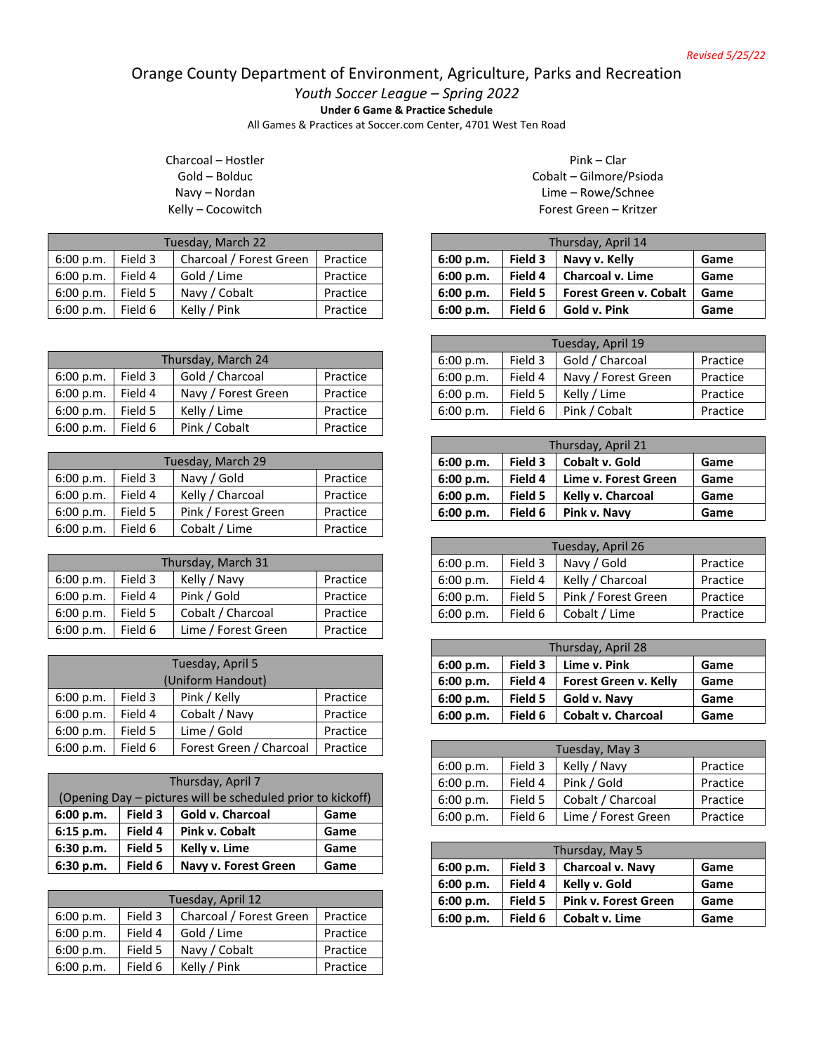*Revised 5/25/22*

# Orange County Department of Environment, Agriculture, Parks and Recreation

## *Youth Soccer League – Spring 2022*

**Under 6 Game & Practice Schedule**

All Games & Practices at Soccer.com Center, 4701 West Ten Road

Charcoal – Hostler
Gold – Bolduc
Navy – Nordan
Kelly – Cocowitch

Pink – Clar
Cobalt – Gilmore/Psioda
Lime – Rowe/Schnee
Forest Green – Kritzer

| Tuesday, March 22 | | | |
|---|---|---|---|
| 6:00 p.m. | Field 3 | Charcoal / Forest Green | Practice |
| 6:00 p.m. | Field 4 | Gold / Lime | Practice |
| 6:00 p.m. | Field 5 | Navy / Cobalt | Practice |
| 6:00 p.m. | Field 6 | Kelly / Pink | Practice |

| Thursday, March 24 | | | |
|---|---|---|---|
| 6:00 p.m. | Field 3 | Gold / Charcoal | Practice |
| 6:00 p.m. | Field 4 | Navy / Forest Green | Practice |
| 6:00 p.m. | Field 5 | Kelly / Lime | Practice |
| 6:00 p.m. | Field 6 | Pink / Cobalt | Practice |

| Tuesday, March 29 | | | |
|---|---|---|---|
| 6:00 p.m. | Field 3 | Navy / Gold | Practice |
| 6:00 p.m. | Field 4 | Kelly / Charcoal | Practice |
| 6:00 p.m. | Field 5 | Pink / Forest Green | Practice |
| 6:00 p.m. | Field 6 | Cobalt / Lime | Practice |

| Thursday, March 31 | | | |
|---|---|---|---|
| 6:00 p.m. | Field 3 | Kelly / Navy | Practice |
| 6:00 p.m. | Field 4 | Pink / Gold | Practice |
| 6:00 p.m. | Field 5 | Cobalt / Charcoal | Practice |
| 6:00 p.m. | Field 6 | Lime / Forest Green | Practice |

| Tuesday, April 5 (Uniform Handout) | | | |
|---|---|---|---|
| 6:00 p.m. | Field 3 | Pink / Kelly | Practice |
| 6:00 p.m. | Field 4 | Cobalt / Navy | Practice |
| 6:00 p.m. | Field 5 | Lime / Gold | Practice |
| 6:00 p.m. | Field 6 | Forest Green / Charcoal | Practice |

| Thursday, April 7 (Opening Day – pictures will be scheduled prior to kickoff) | | | |
|---|---|---|---|
| **6:00 p.m.** | **Field 3** | **Gold v. Charcoal** | **Game** |
| **6:15 p.m.** | **Field 4** | **Pink v. Cobalt** | **Game** |
| **6:30 p.m.** | **Field 5** | **Kelly v. Lime** | **Game** |
| **6:30 p.m.** | **Field 6** | **Navy v. Forest Green** | **Game** |

| Tuesday, April 12 | | | |
|---|---|---|---|
| 6:00 p.m. | Field 3 | Charcoal / Forest Green | Practice |
| 6:00 p.m. | Field 4 | Gold / Lime | Practice |
| 6:00 p.m. | Field 5 | Navy / Cobalt | Practice |
| 6:00 p.m. | Field 6 | Kelly / Pink | Practice |

| Thursday, April 14 | | | |
|---|---|---|---|
| **6:00 p.m.** | **Field 3** | **Navy v. Kelly** | **Game** |
| **6:00 p.m.** | **Field 4** | **Charcoal v. Lime** | **Game** |
| **6:00 p.m.** | **Field 5** | **Forest Green v. Cobalt** | **Game** |
| **6:00 p.m.** | **Field 6** | **Gold v. Pink** | **Game** |

| Tuesday, April 19 | | | |
|---|---|---|---|
| 6:00 p.m. | Field 3 | Gold / Charcoal | Practice |
| 6:00 p.m. | Field 4 | Navy / Forest Green | Practice |
| 6:00 p.m. | Field 5 | Kelly / Lime | Practice |
| 6:00 p.m. | Field 6 | Pink / Cobalt | Practice |

| Thursday, April 21 | | | |
|---|---|---|---|
| **6:00 p.m.** | **Field 3** | **Cobalt v. Gold** | **Game** |
| **6:00 p.m.** | **Field 4** | **Lime v. Forest Green** | **Game** |
| **6:00 p.m.** | **Field 5** | **Kelly v. Charcoal** | **Game** |
| **6:00 p.m.** | **Field 6** | **Pink v. Navy** | **Game** |

| Tuesday, April 26 | | | |
|---|---|---|---|
| 6:00 p.m. | Field 3 | Navy / Gold | Practice |
| 6:00 p.m. | Field 4 | Kelly / Charcoal | Practice |
| 6:00 p.m. | Field 5 | Pink / Forest Green | Practice |
| 6:00 p.m. | Field 6 | Cobalt / Lime | Practice |

| Thursday, April 28 | | | |
|---|---|---|---|
| **6:00 p.m.** | **Field 3** | **Lime v. Pink** | **Game** |
| **6:00 p.m.** | **Field 4** | **Forest Green v. Kelly** | **Game** |
| **6:00 p.m.** | **Field 5** | **Gold v. Navy** | **Game** |
| **6:00 p.m.** | **Field 6** | **Cobalt v. Charcoal** | **Game** |

| Tuesday, May 3 | | | |
|---|---|---|---|
| 6:00 p.m. | Field 3 | Kelly / Navy | Practice |
| 6:00 p.m. | Field 4 | Pink / Gold | Practice |
| 6:00 p.m. | Field 5 | Cobalt / Charcoal | Practice |
| 6:00 p.m. | Field 6 | Lime / Forest Green | Practice |

| Thursday, May 5 | | | |
|---|---|---|---|
| **6:00 p.m.** | **Field 3** | **Charcoal v. Navy** | **Game** |
| **6:00 p.m.** | **Field 4** | **Kelly v. Gold** | **Game** |
| **6:00 p.m.** | **Field 5** | **Pink v. Forest Green** | **Game** |
| **6:00 p.m.** | **Field 6** | **Cobalt v. Lime** | **Game** |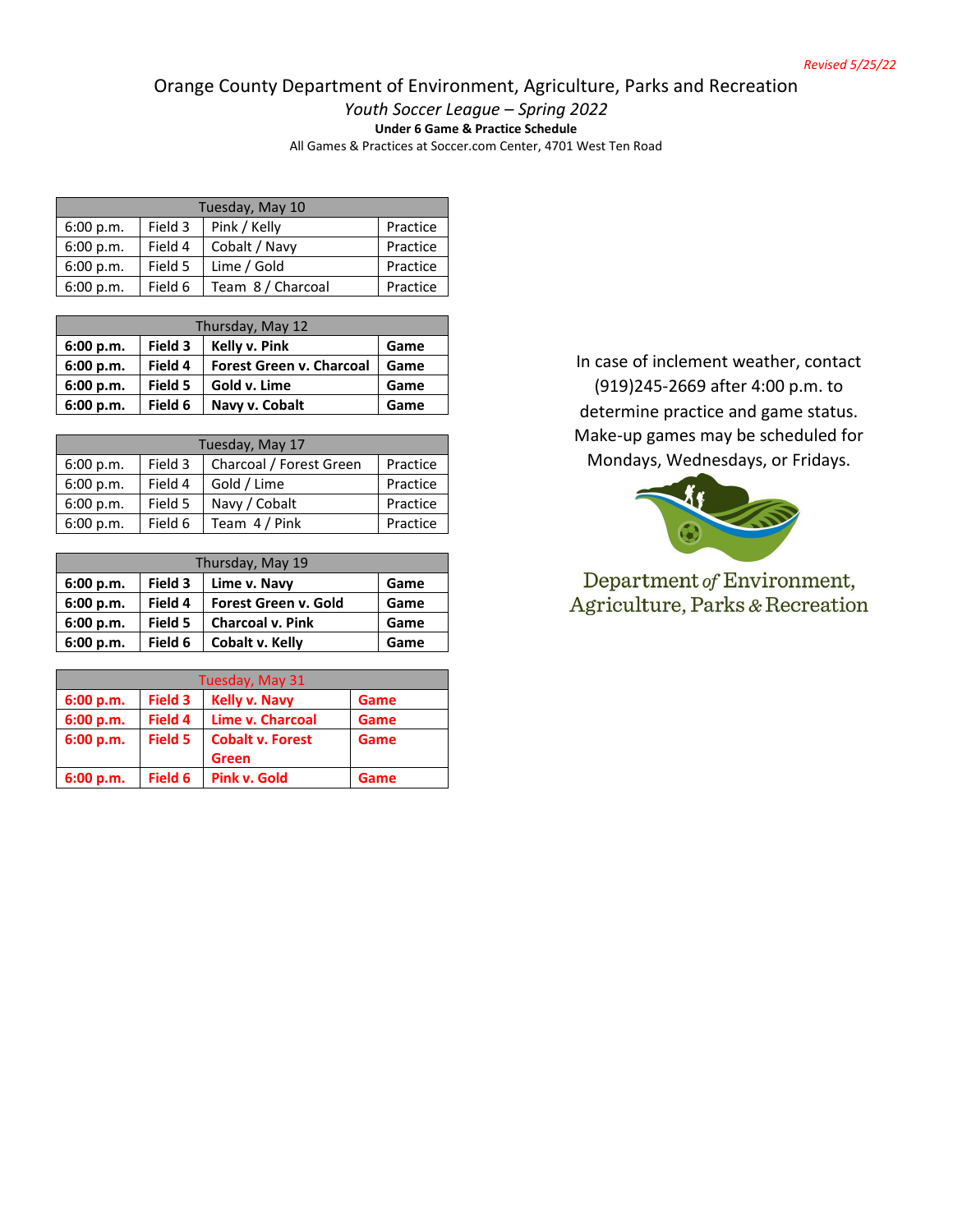*Revised 5/25/22*

# Orange County Department of Environment, Agriculture, Parks and Recreation

*Youth Soccer League – Spring 2022*

**Under 6 Game & Practice Schedule**

All Games & Practices at Soccer.com Center, 4701 West Ten Road

| Tuesday, May 10 | | | |
|---|---|---|---|
| 6:00 p.m. | Field 3 | Pink / Kelly | Practice |
| 6:00 p.m. | Field 4 | Cobalt / Navy | Practice |
| 6:00 p.m. | Field 5 | Lime / Gold | Practice |
| 6:00 p.m. | Field 6 | Team 8 / Charcoal | Practice |

| Thursday, May 12 | | | |
|---|---|---|---|
| **6:00 p.m.** | **Field 3** | **Kelly v. Pink** | **Game** |
| **6:00 p.m.** | **Field 4** | **Forest Green v. Charcoal** | **Game** |
| **6:00 p.m.** | **Field 5** | **Gold v. Lime** | **Game** |
| **6:00 p.m.** | **Field 6** | **Navy v. Cobalt** | **Game** |

| Tuesday, May 17 | | | |
|---|---|---|---|
| 6:00 p.m. | Field 3 | Charcoal / Forest Green | Practice |
| 6:00 p.m. | Field 4 | Gold / Lime | Practice |
| 6:00 p.m. | Field 5 | Navy / Cobalt | Practice |
| 6:00 p.m. | Field 6 | Team 4 / Pink | Practice |

| Thursday, May 19 | | | |
|---|---|---|---|
| **6:00 p.m.** | **Field 3** | **Lime v. Navy** | **Game** |
| **6:00 p.m.** | **Field 4** | **Forest Green v. Gold** | **Game** |
| **6:00 p.m.** | **Field 5** | **Charcoal v. Pink** | **Game** |
| **6:00 p.m.** | **Field 6** | **Cobalt v. Kelly** | **Game** |

| Tuesday, May 31 | | | |
|---|---|---|---|
| **6:00 p.m.** | **Field 3** | **Kelly v. Navy** | **Game** |
| **6:00 p.m.** | **Field 4** | **Lime v. Charcoal** | **Game** |
| **6:00 p.m.** | **Field 5** | **Cobalt v. Forest Green** | **Game** |
| **6:00 p.m.** | **Field 6** | **Pink v. Gold** | **Game** |

In case of inclement weather, contact (919)245-2669 after 4:00 p.m. to determine practice and game status. Make-up games may be scheduled for Mondays, Wednesdays, or Fridays.

Department *of* Environment, Agriculture, Parks & Recreation